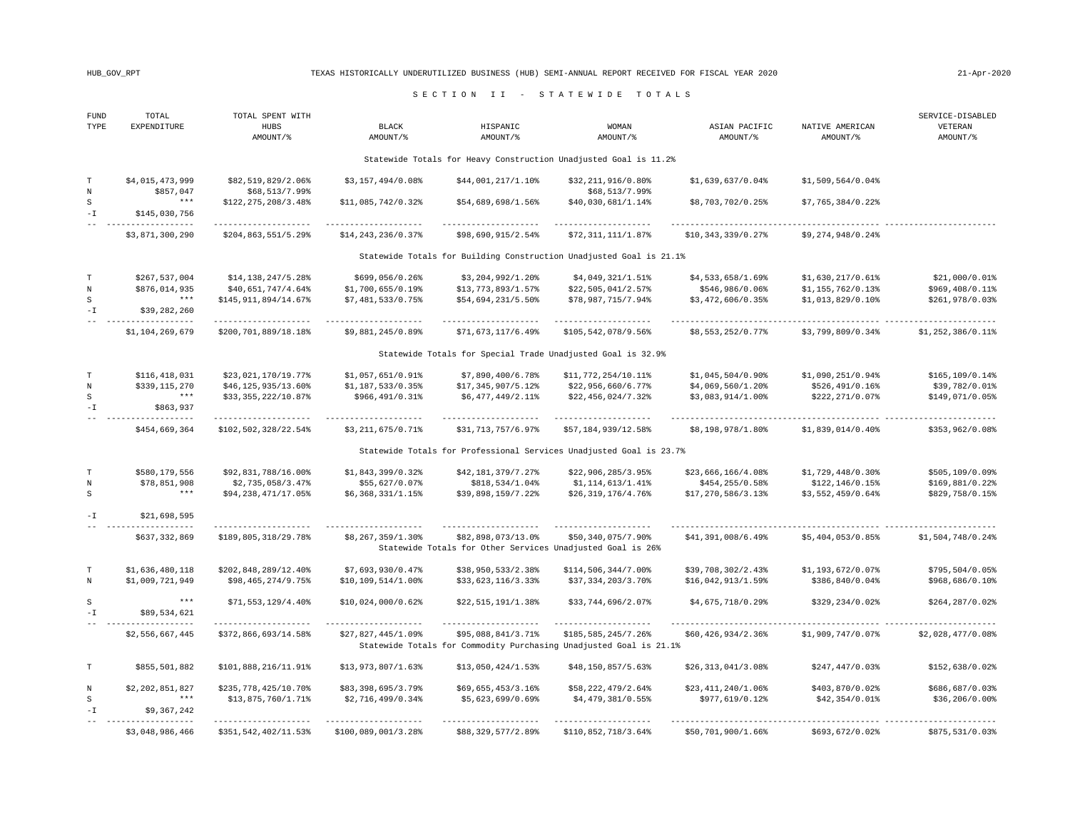# TEXAS HISTORICALLY UNDERUTILIZED BUSINESS (HUB) SEMI-ANNUAL REPORT RECEIVED FOR FISCAL YEAR 2020

## SECTION II - STATEWIDE TOTALS

| FUND TYPE | TOTAL EXPENDITURE | TOTAL SPENT WITH HUBS AMOUNT/% | BLACK AMOUNT/% | HISPANIC AMOUNT/% | WOMAN AMOUNT/% | ASIAN PACIFIC AMOUNT/% | NATIVE AMERICAN AMOUNT/% | SERVICE-DISABLED VETERAN AMOUNT/% |
|---|---|---|---|---|---|---|---|---|
| | | | | **Statewide Totals for Heavy Construction Unadjusted Goal is 11.2%** | | | | |
| T | $4,015,473,999 | $82,519,829/2.06% | $3,157,494/0.08% | $44,001,217/1.10% | $32,211,916/0.80% | $1,639,637/0.04% | $1,509,564/0.04% | |
| N | $857,047 | $68,513/7.99% | | | $68,513/7.99% | | | |
| S | *** | $122,275,208/3.48% | $11,085,742/0.32% | $54,689,698/1.56% | $40,030,681/1.14% | $8,703,702/0.25% | $7,765,384/0.22% | |
| -I | $145,030,756 | | | | | | | |
| | $3,871,300,290 | $204,863,551/5.29% | $14,243,236/0.37% | $98,690,915/2.54% | $72,311,111/1.87% | $10,343,339/0.27% | $9,274,948/0.24% | |
| | | | | **Statewide Totals for Building Construction Unadjusted Goal is 21.1%** | | | | |
| T | $267,537,004 | $14,138,247/5.28% | $699,056/0.26% | $3,204,992/1.20% | $4,049,321/1.51% | $4,533,658/1.69% | $1,630,217/0.61% | $21,000/0.01% |
| N | $876,014,935 | $40,651,747/4.64% | $1,700,655/0.19% | $13,773,893/1.57% | $22,505,041/2.57% | $546,986/0.06% | $1,155,762/0.13% | $969,408/0.11% |
| S | *** | $145,911,894/14.67% | $7,481,533/0.75% | $54,694,231/5.50% | $78,987,715/7.94% | $3,472,606/0.35% | $1,013,829/0.10% | $261,978/0.03% |
| -I | $39,282,260 | | | | | | | |
| | $1,104,269,679 | $200,701,889/18.18% | $9,881,245/0.89% | $71,673,117/6.49% | $105,542,078/9.56% | $8,553,252/0.77% | $3,799,809/0.34% | $1,252,386/0.11% |
| | | | | **Statewide Totals for Special Trade Unadjusted Goal is 32.9%** | | | | |
| T | $116,418,031 | $23,021,170/19.77% | $1,057,651/0.91% | $7,890,400/6.78% | $11,772,254/10.11% | $1,045,504/0.90% | $1,090,251/0.94% | $165,109/0.14% |
| N | $339,115,270 | $46,125,935/13.60% | $1,187,533/0.35% | $17,345,907/5.12% | $22,956,660/6.77% | $4,069,560/1.20% | $526,491/0.16% | $39,782/0.01% |
| S | *** | $33,355,222/10.87% | $966,491/0.31% | $6,477,449/2.11% | $22,456,024/7.32% | $3,083,914/1.00% | $222,271/0.07% | $149,071/0.05% |
| -I | $863,937 | | | | | | | |
| | $454,669,364 | $102,502,328/22.54% | $3,211,675/0.71% | $31,713,757/6.97% | $57,184,939/12.58% | $8,198,978/1.80% | $1,839,014/0.40% | $353,962/0.08% |
| | | | | **Statewide Totals for Professional Services Unadjusted Goal is 23.7%** | | | | |
| T | $580,179,556 | $92,831,788/16.00% | $1,843,399/0.32% | $42,181,379/7.27% | $22,906,285/3.95% | $23,666,166/4.08% | $1,729,448/0.30% | $505,109/0.09% |
| N | $78,851,908 | $2,735,058/3.47% | $55,627/0.07% | $818,534/1.04% | $1,114,613/1.41% | $454,255/0.58% | $122,146/0.15% | $169,881/0.22% |
| S | *** | $94,238,471/17.05% | $6,368,331/1.15% | $39,898,159/7.22% | $26,319,176/4.76% | $17,270,586/3.13% | $3,552,459/0.64% | $829,758/0.15% |
| -I | $21,698,595 | | | | | | | |
| | $637,332,869 | $189,805,318/29.78% | $8,267,359/1.30% | $82,898,073/13.0% | $50,340,075/7.90% | $41,391,008/6.49% | $5,404,053/0.85% | $1,504,748/0.24% |
| | | | | **Statewide Totals for Other Services Unadjusted Goal is 26%** | | | | |
| T | $1,636,480,118 | $202,848,289/12.40% | $7,693,930/0.47% | $38,950,533/2.38% | $114,506,344/7.00% | $39,708,302/2.43% | $1,193,672/0.07% | $795,504/0.05% |
| N | $1,009,721,949 | $98,465,274/9.75% | $10,109,514/1.00% | $33,623,116/3.33% | $37,334,203/3.70% | $16,042,913/1.59% | $386,840/0.04% | $968,686/0.10% |
| S | *** | $71,553,129/4.40% | $10,024,000/0.62% | $22,515,191/1.38% | $33,744,696/2.07% | $4,675,718/0.29% | $329,234/0.02% | $264,287/0.02% |
| -I | $89,534,621 | | | | | | | |
| | $2,556,667,445 | $372,866,693/14.58% | $27,827,445/1.09% | $95,088,841/3.71% | $185,585,245/7.26% | $60,426,934/2.36% | $1,909,747/0.07% | $2,028,477/0.08% |
| | | | | **Statewide Totals for Commodity Purchasing Unadjusted Goal is 21.1%** | | | | |
| T | $855,501,882 | $101,888,216/11.91% | $13,973,807/1.63% | $13,050,424/1.53% | $48,150,857/5.63% | $26,313,041/3.08% | $247,447/0.03% | $152,638/0.02% |
| N | $2,202,851,827 | $235,778,425/10.70% | $83,398,695/3.79% | $69,655,453/3.16% | $58,222,479/2.64% | $23,411,240/1.06% | $403,870/0.02% | $686,687/0.03% |
| S | *** | $13,875,760/1.71% | $2,716,499/0.34% | $5,623,699/0.69% | $4,479,381/0.55% | $977,619/0.12% | $42,354/0.01% | $36,206/0.00% |
| -I | $9,367,242 | | | | | | | |
| | $3,048,986,466 | $351,542,402/11.53% | $100,089,001/3.28% | $88,329,577/2.89% | $110,852,718/3.64% | $50,701,900/1.66% | $693,672/0.02% | $875,531/0.03% |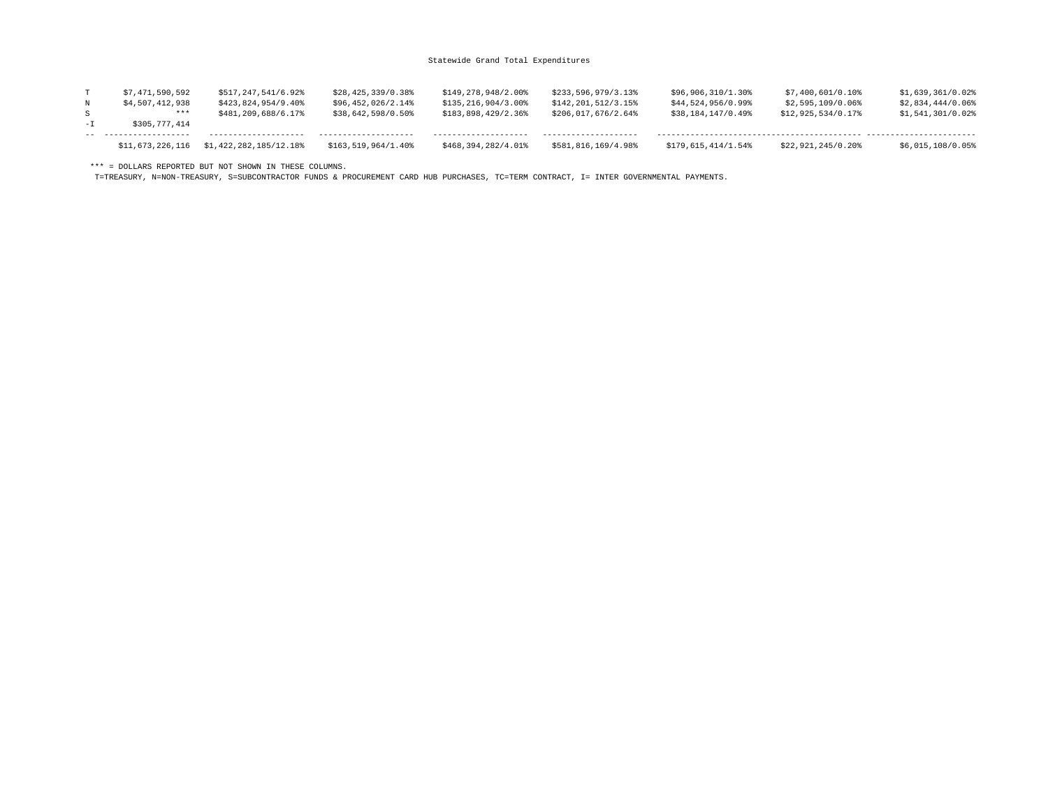Statewide Grand Total Expenditures

| | | | | | | | | |
|---|---|---|---|---|---|---|---|---|
| T | $7,471,590,592 | $517,247,541/6.92% | $28,425,339/0.38% | $149,278,948/2.00% | $233,596,979/3.13% | $96,906,310/1.30% | $7,400,601/0.10% | $1,639,361/0.02% |
| N | $4,507,412,938 | $423,824,954/9.40% | $96,452,026/2.14% | $135,216,904/3.00% | $142,201,512/3.15% | $44,524,956/0.99% | $2,595,109/0.06% | $2,834,444/0.06% |
| S | *** | $481,209,688/6.17% | $38,642,598/0.50% | $183,898,429/2.36% | $206,017,676/2.64% | $38,184,147/0.49% | $12,925,534/0.17% | $1,541,301/0.02% |
| -I | $305,777,414 | | | | | | | |
| | $11,673,226,116 | $1,422,282,185/12.18% | $163,519,964/1.40% | $468,394,282/4.01% | $581,816,169/4.98% | $179,615,414/1.54% | $22,921,245/0.20% | $6,015,108/0.05% |

*** = DOLLARS REPORTED BUT NOT SHOWN IN THESE COLUMNS.

T=TREASURY, N=NON-TREASURY, S=SUBCONTRACTOR FUNDS & PROCUREMENT CARD HUB PURCHASES, TC=TERM CONTRACT, I= INTER GOVERNMENTAL PAYMENTS.